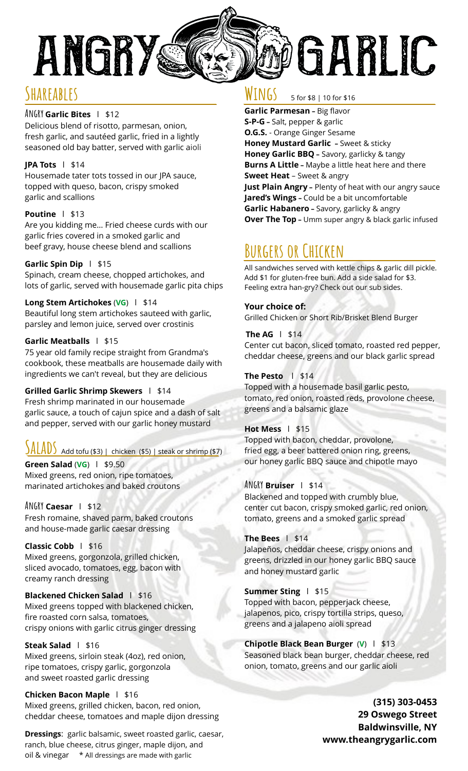# ANGRY GARLIC

## Shareables

**ANGRY Garlic Bites** | $12
Delicious blend of risotto, parmesan, onion, fresh garlic, and sautéed garlic, fried in a lightly seasoned old bay batter, served with garlic aioli

**JPA Tots** | $14
Housemade tater tots tossed in our JPA sauce, topped with queso, bacon, crispy smoked garlic and scallions

**Poutine** | $13
Are you kidding me... Fried cheese curds with our garlic fries covered in a smoked garlic and beef gravy, house cheese blend and scallions

**Garlic Spin Dip** | $15
Spinach, cream cheese, chopped artichokes, and lots of garlic, served with housemade garlic pita chips

**Long Stem Artichokes** (**VG**) | $14
Beautiful long stem artichokes sauteed with garlic, parsley and lemon juice, served over crostinis

**Garlic Meatballs** | $15
75 year old family recipe straight from Grandma's cookbook, these meatballs are housemade daily with ingredients we can't reveal, but they are delicious

**Grilled Garlic Shrimp Skewers** | $14
Fresh shrimp marinated in our housemade garlic sauce, a touch of cajun spice and a dash of salt and pepper, served with our garlic honey mustard

## Salads

Add tofu ($3) | chicken ($5) | steak or shrimp ($7)

**Green Salad** (**VG**) | $9.50
Mixed greens, red onion, ripe tomatoes, marinated artichokes and baked croutons

**ANGRY Caesar** | $12
Fresh romaine, shaved parm, baked croutons and house-made garlic caesar dressing

**Classic Cobb** | $16
Mixed greens, gorgonzola, grilled chicken, sliced avocado, tomatoes, egg, bacon with creamy ranch dressing

**Blackened Chicken Salad** | $16
Mixed greens topped with blackened chicken, fire roasted corn salsa, tomatoes, crispy onions with garlic citrus ginger dressing

**Steak Salad** | $16
Mixed greens, sirloin steak (4oz), red onion, ripe tomatoes, crispy garlic, gorgonzola and sweet roasted garlic dressing

**Chicken Bacon Maple** | $16
Mixed greens, grilled chicken, bacon, red onion, cheddar cheese, tomatoes and maple dijon dressing

**Dressings**: garlic balsamic, sweet roasted garlic, caesar, ranch, blue cheese, citrus ginger, maple dijon, and oil & vinegar * All dressings are made with garlic

## Wings

5 for $8 | 10 for $16

**Garlic Parmesan –** Big flavor
**S-P-G –** Salt, pepper & garlic
**O.G.S.** - Orange Ginger Sesame
**Honey Mustard Garlic –** Sweet & sticky
**Honey Garlic BBQ –** Savory, garlicky & tangy
**Burns A Little –** Maybe a little heat here and there
**Sweet Heat** – Sweet & angry
**Just Plain Angry –** Plenty of heat with our angry sauce
**Jared's Wings –** Could be a bit uncomfortable
**Garlic Habanero –** Savory, garlicky & angry
**Over The Top –** Umm super angry & black garlic infused

## Burgers or Chicken

All sandwiches served with kettle chips & garlic dill pickle. Add $1 for gluten-free bun. Add a side salad for $3. Feeling extra han-gry? Check out our sub sides.

**Your choice of:**
Grilled Chicken or Short Rib/Brisket Blend Burger

**The AG** | $14
Center cut bacon, sliced tomato, roasted red pepper, cheddar cheese, greens and our black garlic spread

**The Pesto** | $14
Topped with a housemade basil garlic pesto, tomato, red onion, roasted reds, provolone cheese, greens and a balsamic glaze

**Hot Mess** | $15
Topped with bacon, cheddar, provolone, fried egg, a beer battered onion ring, greens, our honey garlic BBQ sauce and chipotle mayo

**ANGRY Bruiser** | $14
Blackened and topped with crumbly blue, center cut bacon, crispy smoked garlic, red onion, tomato, greens and a smoked garlic spread

**The Bees** | $14
Jalapeños, cheddar cheese, crispy onions and greens, drizzled in our honey garlic BBQ sauce and honey mustard garlic

**Summer Sting** | $15
Topped with bacon, pepperjack cheese, jalapenos, pico, crispy tortilla strips, queso, greens and a jalapeno aioli spread

**Chipotle Black Bean Burger** (**V**) | $13
Seasoned black bean burger, cheddar cheese, red onion, tomato, greens and our garlic aioli

**(315) 303-0453**
**29 Oswego Street**
**Baldwinsville, NY**
**www.theangrygarlic.com**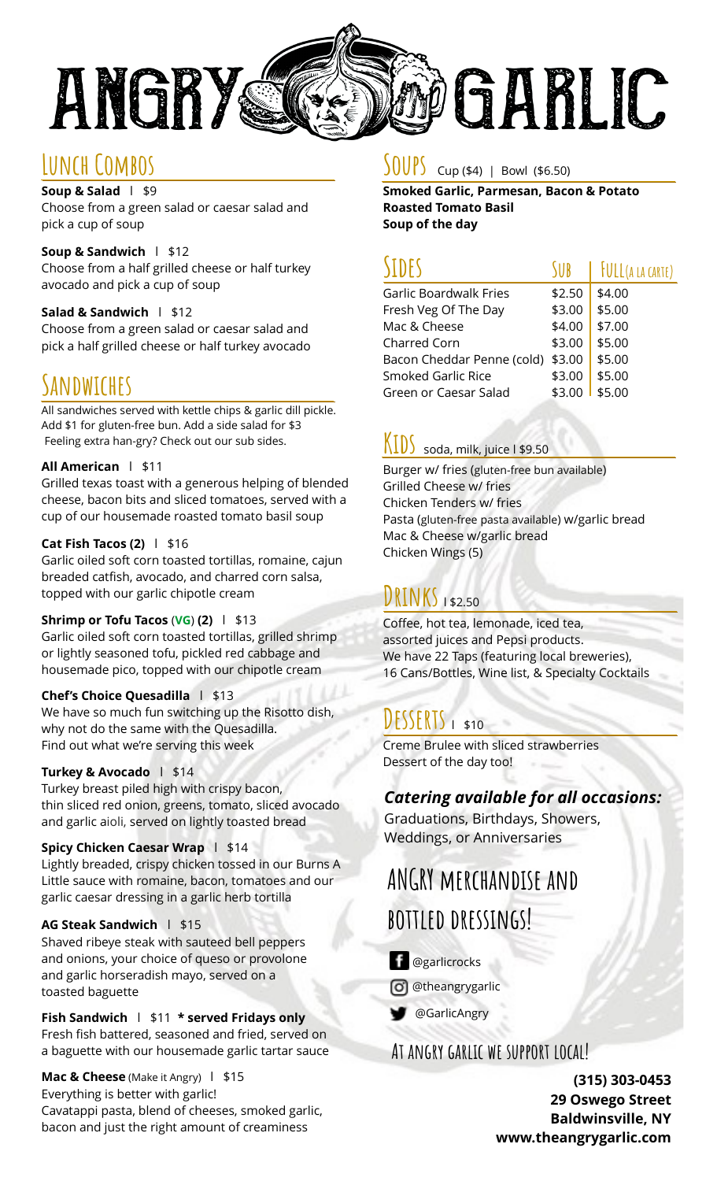# ANGRY GARLIC

## Lunch Combos

**Soup & Salad** | $9
Choose from a green salad or caesar salad and pick a cup of soup

**Soup & Sandwich** | $12
Choose from a half grilled cheese or half turkey avocado and pick a cup of soup

**Salad & Sandwich** | $12
Choose from a green salad or caesar salad and pick a half grilled cheese or half turkey avocado

## Sandwiches

All sandwiches served with kettle chips & garlic dill pickle. Add $1 for gluten-free bun. Add a side salad for $3
Feeling extra han-gry? Check out our sub sides.

**All American** | $11
Grilled texas toast with a generous helping of blended cheese, bacon bits and sliced tomatoes, served with a cup of our housemade roasted tomato basil soup

**Cat Fish Tacos (2)** | $16
Garlic oiled soft corn toasted tortillas, romaine, cajun breaded catfish, avocado, and charred corn salsa, topped with our garlic chipotle cream

**Shrimp or Tofu Tacos** (**VG**) **(2)** | $13
Garlic oiled soft corn toasted tortillas, grilled shrimp or lightly seasoned tofu, pickled red cabbage and housemade pico, topped with our chipotle cream

**Chef's Choice Quesadilla** | $13
We have so much fun switching up the Risotto dish, why not do the same with the Quesadilla.
Find out what we're serving this week

**Turkey & Avocado** | $14
Turkey breast piled high with crispy bacon, thin sliced red onion, greens, tomato, sliced avocado and garlic aioli, served on lightly toasted bread

**Spicy Chicken Caesar Wrap** | $14
Lightly breaded, crispy chicken tossed in our Burns A Little sauce with romaine, bacon, tomatoes and our garlic caesar dressing in a garlic herb tortilla

**AG Steak Sandwich** | $15
Shaved ribeye steak with sauteed bell peppers and onions, your choice of queso or provolone and garlic horseradish mayo, served on a toasted baguette

**Fish Sandwich** | $11 **\* served Fridays only**
Fresh fish battered, seasoned and fried, served on a baguette with our housemade garlic tartar sauce

**Mac & Cheese** (Make it Angry) | $15
Everything is better with garlic!
Cavatappi pasta, blend of cheeses, smoked garlic, bacon and just the right amount of creaminess

## Soups
Cup ($4) | Bowl ($6.50)

**Smoked Garlic, Parmesan, Bacon & Potato**
**Roasted Tomato Basil**
**Soup of the day**

## Sides

| Sides | Sub | Full (a la carte) |
|---|---|---|
| Garlic Boardwalk Fries | $2.50 | $4.00 |
| Fresh Veg Of The Day | $3.00 | $5.00 |
| Mac & Cheese | $4.00 | $7.00 |
| Charred Corn | $3.00 | $5.00 |
| Bacon Cheddar Penne (cold) | $3.00 | $5.00 |
| Smoked Garlic Rice | $3.00 | $5.00 |
| Green or Caesar Salad | $3.00 | $5.00 |

## Kids
soda, milk, juice | $9.50

Burger w/ fries (gluten-free bun available)
Grilled Cheese w/ fries
Chicken Tenders w/ fries
Pasta (gluten-free pasta available) w/garlic bread
Mac & Cheese w/garlic bread
Chicken Wings (5)

## Drinks
| $2.50

Coffee, hot tea, lemonade, iced tea, assorted juices and Pepsi products.
We have 22 Taps (featuring local breweries), 16 Cans/Bottles, Wine list, & Specialty Cocktails

## Desserts
| $10

Creme Brulee with sliced strawberries
Dessert of the day too!

***Catering available for all occasions:***
Graduations, Birthdays, Showers, Weddings, or Anniversaries

## ANGRY merchandise and bottled dressings!

@garlicrocks
@theangrygarlic
@GarlicAngry

### At angry garlic we support local!

**(315) 303-0453**
**29 Oswego Street**
**Baldwinsville, NY**
**www.theangrygarlic.com**